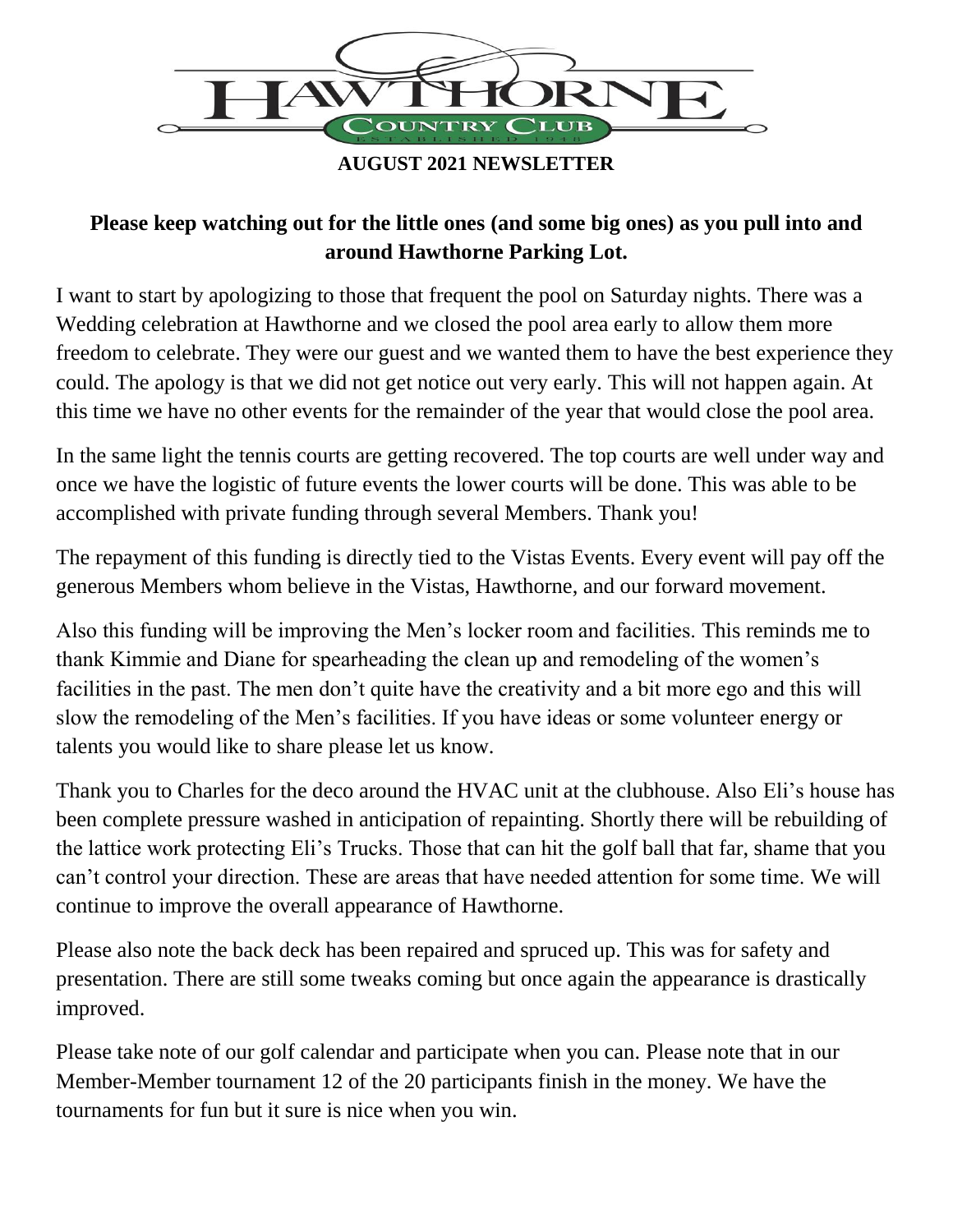# HAWTHORNE COUNTRY CLUB

ESTABLISHED 1948

**AUGUST 2021 NEWSLETTER**

**Please keep watching out for the little ones (and some big ones) as you pull into and around Hawthorne Parking Lot.**

I want to start by apologizing to those that frequent the pool on Saturday nights. There was a Wedding celebration at Hawthorne and we closed the pool area early to allow them more freedom to celebrate. They were our guest and we wanted them to have the best experience they could. The apology is that we did not get notice out very early. This will not happen again. At this time we have no other events for the remainder of the year that would close the pool area.

In the same light the tennis courts are getting recovered. The top courts are well under way and once we have the logistic of future events the lower courts will be done. This was able to be accomplished with private funding through several Members. Thank you!

The repayment of this funding is directly tied to the Vistas Events. Every event will pay off the generous Members whom believe in the Vistas, Hawthorne, and our forward movement.

Also this funding will be improving the Men's locker room and facilities. This reminds me to thank Kimmie and Diane for spearheading the clean up and remodeling of the women's facilities in the past. The men don't quite have the creativity and a bit more ego and this will slow the remodeling of the Men's facilities. If you have ideas or some volunteer energy or talents you would like to share please let us know.

Thank you to Charles for the deco around the HVAC unit at the clubhouse. Also Eli's house has been complete pressure washed in anticipation of repainting. Shortly there will be rebuilding of the lattice work protecting Eli's Trucks. Those that can hit the golf ball that far, shame that you can't control your direction. These are areas that have needed attention for some time. We will continue to improve the overall appearance of Hawthorne.

Please also note the back deck has been repaired and spruced up. This was for safety and presentation. There are still some tweaks coming but once again the appearance is drastically improved.

Please take note of our golf calendar and participate when you can. Please note that in our Member-Member tournament 12 of the 20 participants finish in the money. We have the tournaments for fun but it sure is nice when you win.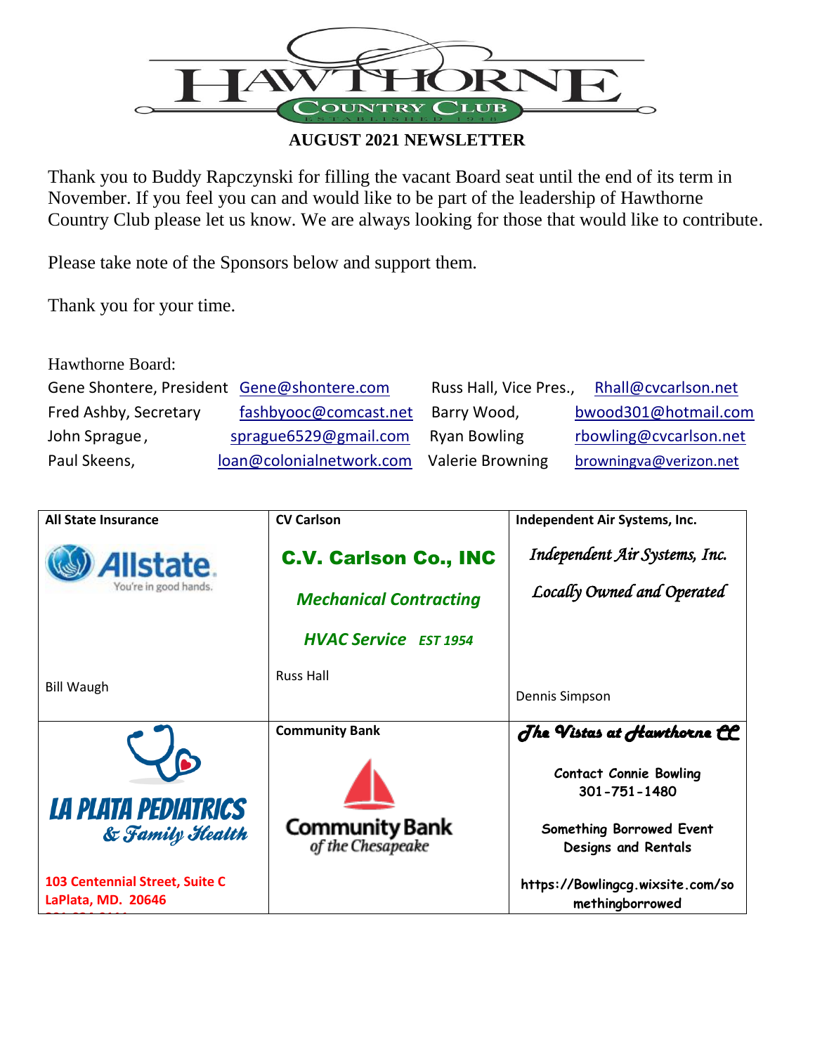# HAWTHORNE COUNTRY CLUB

ESTABLISHED 1948

**AUGUST 2021 NEWSLETTER**

Thank you to Buddy Rapczynski for filling the vacant Board seat until the end of its term in November. If you feel you can and would like to be part of the leadership of Hawthorne Country Club please let us know. We are always looking for those that would like to contribute.

Please take note of the Sponsors below and support them.

Thank you for your time.

Hawthorne Board:

| | | | |
|---|---|---|---|
| Gene Shontere, President | Gene@shontere.com | Russ Hall, Vice Pres., | Rhall@cvcarlson.net |
| Fred Ashby, Secretary | fashbyooc@comcast.net | Barry Wood, | bwood301@hotmail.com |
| John Sprague, | sprague6529@gmail.com | Ryan Bowling | rbowling@cvcarlson.net |
| Paul Skeens, | loan@colonialnetwork.com | Valerie Browning | browningva@verizon.net |

| | | |
|---|---|---|
| **All State Insurance**<br><br>Allstate. You're in good hands.<br><br>Bill Waugh | **CV Carlson**<br><br>**C.V. Carlson Co., INC**<br><br>***Mechanical Contracting***<br><br>***HVAC Service EST 1954***<br><br>Russ Hall | **Independent Air Systems, Inc.**<br><br>*Independent Air Systems, Inc.*<br><br>*Locally Owned and Operated*<br><br>Dennis Simpson |
| **LA PLATA PEDIATRICS** *& Family Health*<br><br>**103 Centennial Street, Suite C**<br>**LaPlata, MD. 20646** | **Community Bank**<br><br>Community Bank *of the Chesapeake* | ***The Vistas at Hawthorne CC***<br><br>**Contact Connie Bowling**<br>**301-751-1480**<br><br>**Something Borrowed Event Designs and Rentals**<br><br>**https://Bowlingcg.wixsite.com/somethingborrowed** |